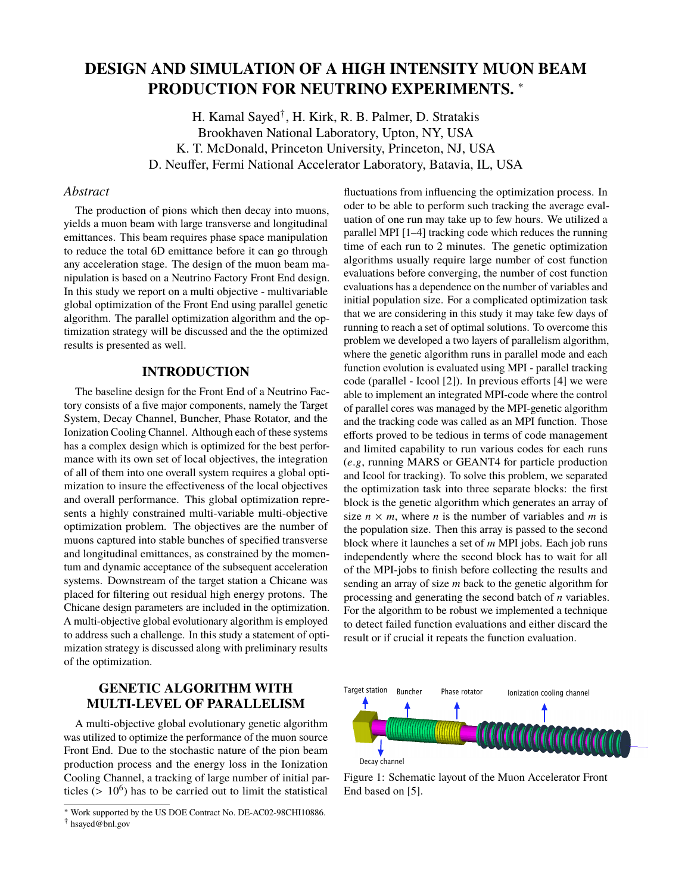# DESIGN AND SIMULATION OF A HIGH INTENSITY MUON BEAM PRODUCTION FOR NEUTRINO EXPERIMENTS. *

H. Kamal Sayed†, H. Kirk, R. B. Palmer, D. Stratakis
Brookhaven National Laboratory, Upton, NY, USA
K. T. McDonald, Princeton University, Princeton, NJ, USA
D. Neuffer, Fermi National Accelerator Laboratory, Batavia, IL, USA

## *Abstract*

The production of pions which then decay into muons, yields a muon beam with large transverse and longitudinal emittances. This beam requires phase space manipulation to reduce the total 6D emittance before it can go through any acceleration stage. The design of the muon beam manipulation is based on a Neutrino Factory Front End design. In this study we report on a multi objective - multivariable global optimization of the Front End using parallel genetic algorithm. The parallel optimization algorithm and the optimization strategy will be discussed and the the optimized results is presented as well.

## INTRODUCTION

The baseline design for the Front End of a Neutrino Factory consists of a five major components, namely the Target System, Decay Channel, Buncher, Phase Rotator, and the Ionization Cooling Channel. Although each of these systems has a complex design which is optimized for the best performance with its own set of local objectives, the integration of all of them into one overall system requires a global optimization to insure the effectiveness of the local objectives and overall performance. This global optimization represents a highly constrained multi-variable multi-objective optimization problem. The objectives are the number of muons captured into stable bunches of specified transverse and longitudinal emittances, as constrained by the momentum and dynamic acceptance of the subsequent acceleration systems. Downstream of the target station a Chicane was placed for filtering out residual high energy protons. The Chicane design parameters are included in the optimization. A multi-objective global evolutionary algorithm is employed to address such a challenge. In this study a statement of optimization strategy is discussed along with preliminary results of the optimization.

## GENETIC ALGORITHM WITH MULTI-LEVEL OF PARALLELISM

A multi-objective global evolutionary genetic algorithm was utilized to optimize the performance of the muon source Front End. Due to the stochastic nature of the pion beam production process and the energy loss in the Ionization Cooling Channel, a tracking of large number of initial particles ($> 10^6$) has to be carried out to limit the statistical fluctuations from influencing the optimization process. In oder to be able to perform such tracking the average evaluation of one run may take up to few hours. We utilized a parallel MPI [1–4] tracking code which reduces the running time of each run to 2 minutes. The genetic optimization algorithms usually require large number of cost function evaluations before converging, the number of cost function evaluations has a dependence on the number of variables and initial population size. For a complicated optimization task that we are considering in this study it may take few days of running to reach a set of optimal solutions. To overcome this problem we developed a two layers of parallelism algorithm, where the genetic algorithm runs in parallel mode and each function evolution is evaluated using MPI - parallel tracking code (parallel - Icool [2]). In previous efforts [4] we were able to implement an integrated MPI-code where the control of parallel cores was managed by the MPI-genetic algorithm and the tracking code was called as an MPI function. Those efforts proved to be tedious in terms of code management and limited capability to run various codes for each runs (*e.g*, running MARS or GEANT4 for particle production and Icool for tracking). To solve this problem, we separated the optimization task into three separate blocks: the first block is the genetic algorithm which generates an array of size $n \times m$, where $n$ is the number of variables and $m$ is the population size. Then this array is passed to the second block where it launches a set of $m$ MPI jobs. Each job runs independently where the second block has to wait for all of the MPI-jobs to finish before collecting the results and sending an array of size $m$ back to the genetic algorithm for processing and generating the second batch of $n$ variables. For the algorithm to be robust we implemented a technique to detect failed function evaluations and either discard the result or if crucial it repeats the function evaluation.

Target station
Buncher
Phase rotator
Ionization cooling channel
Decay channel

Figure 1: Schematic layout of the Muon Accelerator Front End based on [5].

---

* Work supported by the US DOE Contract No. DE-AC02-98CHI10886.
† hsayed@bnl.gov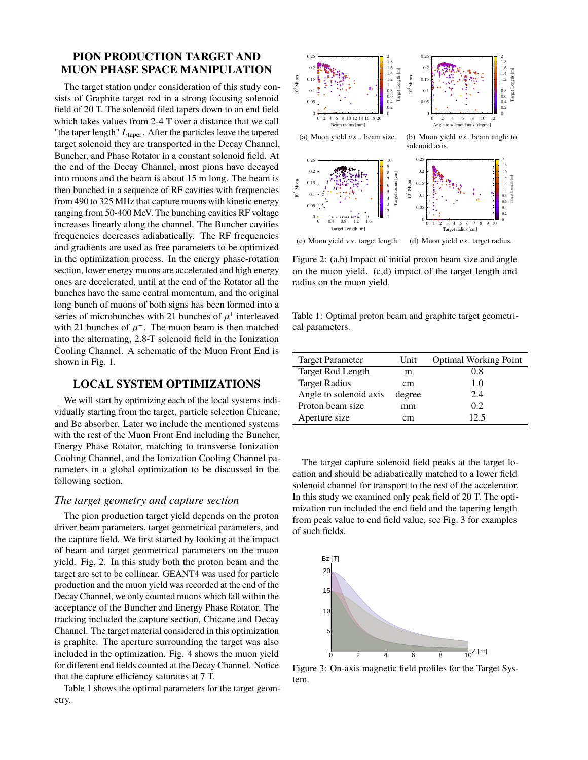## PION PRODUCTION TARGET AND MUON PHASE SPACE MANIPULATION

The target station under consideration of this study consists of Graphite target rod in a strong focusing solenoid field of 20 T. The solenoid filed tapers down to an end field which takes values from 2-4 T over a distance that we call "the taper length" $L_{\text{taper}}$. After the particles leave the tapered target solenoid they are transported in the Decay Channel, Buncher, and Phase Rotator in a constant solenoid field. At the end of the Decay Channel, most pions have decayed into muons and the beam is about 15 m long. The beam is then bunched in a sequence of RF cavities with frequencies from 490 to 325 MHz that capture muons with kinetic energy ranging from 50-400 MeV. The bunching cavities RF voltage increases linearly along the channel. The Buncher cavities frequencies decreases adiabatically. The RF frequencies and gradients are used as free parameters to be optimized in the optimization process. In the energy phase-rotation section, lower energy muons are accelerated and high energy ones are decelerated, until at the end of the Rotator all the bunches have the same central momentum, and the original long bunch of muons of both signs has been formed into a series of microbunches with 21 bunches of $\mu^+$ interleaved with 21 bunches of $\mu^-$. The muon beam is then matched into the alternating, 2.8-T solenoid field in the Ionization Cooling Channel. A schematic of the Muon Front End is shown in Fig. 1.

## LOCAL SYSTEM OPTIMIZATIONS

We will start by optimizing each of the local systems individually starting from the target, particle selection Chicane, and Be absorber. Later we include the mentioned systems with the rest of the Muon Front End including the Buncher, Energy Phase Rotator, matching to transverse Ionization Cooling Channel, and the Ionization Cooling Channel parameters in a global optimization to be discussed in the following section.

### *The target geometry and capture section*

The pion production target yield depends on the proton driver beam parameters, target geometrical parameters, and the capture field. We first started by looking at the impact of beam and target geometrical parameters on the muon yield. Fig, 2. In this study both the proton beam and the target are set to be collinear. GEANT4 was used for particle production and the muon yield was recorded at the end of the Decay Channel, we only counted muons which fall within the acceptance of the Buncher and Energy Phase Rotator. The tracking included the capture section, Chicane and Decay Channel. The target material considered in this optimization is graphite. The aperture surrounding the target was also included in the optimization. Fig. 4 shows the muon yield for different end fields counted at the Decay Channel. Notice that the capture efficiency saturates at 7 T.

Table 1 shows the optimal parameters for the target geometry.

(a) Muon yield *vs*.. beam size.

(b) Muon yield *vs*. beam angle to solenoid axis.

(c) Muon yield *vs*. target length.

(d) Muon yield *vs*. target radius.

Figure 2: (a,b) Impact of initial proton beam size and angle on the muon yield. (c,d) impact of the target length and radius on the muon yield.

Table 1: Optimal proton beam and graphite target geometrical parameters.

| Target Parameter | Unit | Optimal Working Point |
|---|---|---|
| Target Rod Length | m | 0.8 |
| Target Radius | cm | 1.0 |
| Angle to solenoid axis | degree | 2.4 |
| Proton beam size | mm | 0.2 |
| Aperture size | cm | 12.5 |

The target capture solenoid field peaks at the target location and should be adiabatically matched to a lower field solenoid channel for transport to the rest of the accelerator. In this study we examined only peak field of 20 T. The optimization run included the end field and the tapering length from peak value to end field value, see Fig. 3 for examples of such fields.

Figure 3: On-axis magnetic field profiles for the Target System.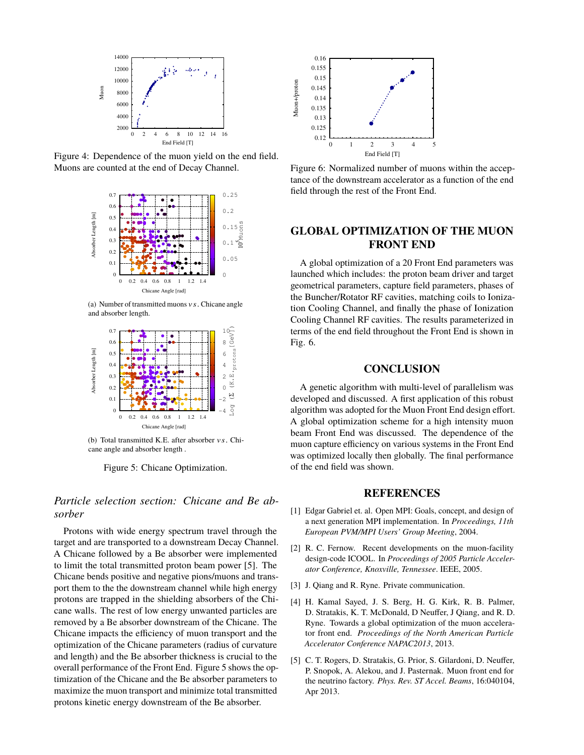14000
12000
10000
8000
6000
4000
2000

Muon

0 2 4 6 8 10 12 14 16

End Field [T]

Figure 4: Dependence of the muon yield on the end field. Muons are counted at the end of Decay Channel.

0.7
0.6
0.5
0.4
0.3
0.2
0.1
0

Absorber Length [m]

0 0.2 0.4 0.6 0.8 1 1.2 1.4

Chicane Angle [rad]

0.25
0.2
0.15
0.1
0.05
0

$10^5$ Muons

(a) Number of transmitted muons $vs$. Chicane angle and absorber length.

0.7
0.6
0.5
0.4
0.3
0.2
0.1
0

Absorber Length [m]

0 0.2 0.4 0.6 0.8 1 1.2 1.4

Chicane Angle [rad]

10
8
6
4
2
0
−2
−4

Log ($\Sigma$ (K.E.$_{protons}$ [GeV]))

(b) Total transmitted K.E. after absorber $vs$. Chicane angle and absorber length .

Figure 5: Chicane Optimization.

### *Particle selection section: Chicane and Be absorber*

Protons with wide energy spectrum travel through the target and are transported to a downstream Decay Channel. A Chicane followed by a Be absorber were implemented to limit the total transmitted proton beam power [5]. The Chicane bends positive and negative pions/muons and transport them to the the downstream channel while high energy protons are trapped in the shielding absorbers of the Chicane walls. The rest of low energy unwanted particles are removed by a Be absorber downstream of the Chicane. The Chicane impacts the efficiency of muon transport and the optimization of the Chicane parameters (radius of curvature and length) and the Be absorber thickness is crucial to the overall performance of the Front End. Figure 5 shows the optimization of the Chicane and the Be absorber parameters to maximize the muon transport and minimize total transmitted protons kinetic energy downstream of the Be absorber.

0.16
0.155
0.15
0.145
0.14
0.135
0.13
0.125
0.12

Muon+/proton

0 1 2 3 4 5

End Field [T]

Figure 6: Normalized number of muons within the acceptance of the downstream accelerator as a function of the end field through the rest of the Front End.

## GLOBAL OPTIMIZATION OF THE MUON FRONT END

A global optimization of a 20 Front End parameters was launched which includes: the proton beam driver and target geometrical parameters, capture field parameters, phases of the Buncher/Rotator RF cavities, matching coils to Ionization Cooling Channel, and finally the phase of Ionization Cooling Channel RF cavities. The results parameterized in terms of the end field throughout the Front End is shown in Fig. 6.

## CONCLUSION

A genetic algorithm with multi-level of parallelism was developed and discussed. A first application of this robust algorithm was adopted for the Muon Front End design effort. A global optimization scheme for a high intensity muon beam Front End was discussed. The dependence of the muon capture efficiency on various systems in the Front End was optimized locally then globally. The final performance of the end field was shown.

## REFERENCES

[1] Edgar Gabriel et. al. Open MPI: Goals, concept, and design of a next generation MPI implementation. In *Proceedings, 11th European PVM/MPI Users' Group Meeting*, 2004.

[2] R. C. Fernow. Recent developments on the muon-facility design-code ICOOL. In *Proceedings of 2005 Particle Accelerator Conference, Knoxville, Tennessee*. IEEE, 2005.

[3] J. Qiang and R. Ryne. Private communication.

[4] H. Kamal Sayed, J. S. Berg, H. G. Kirk, R. B. Palmer, D. Stratakis, K. T. McDonald, D Neuffer, J Qiang, and R. D. Ryne. Towards a global optimization of the muon accelerator front end. *Proceedings of the North American Particle Accelerator Conference NAPAC2013*, 2013.

[5] C. T. Rogers, D. Stratakis, G. Prior, S. Gilardoni, D. Neuffer, P. Snopok, A. Alekou, and J. Pasternak. Muon front end for the neutrino factory. *Phys. Rev. ST Accel. Beams*, 16:040104, Apr 2013.